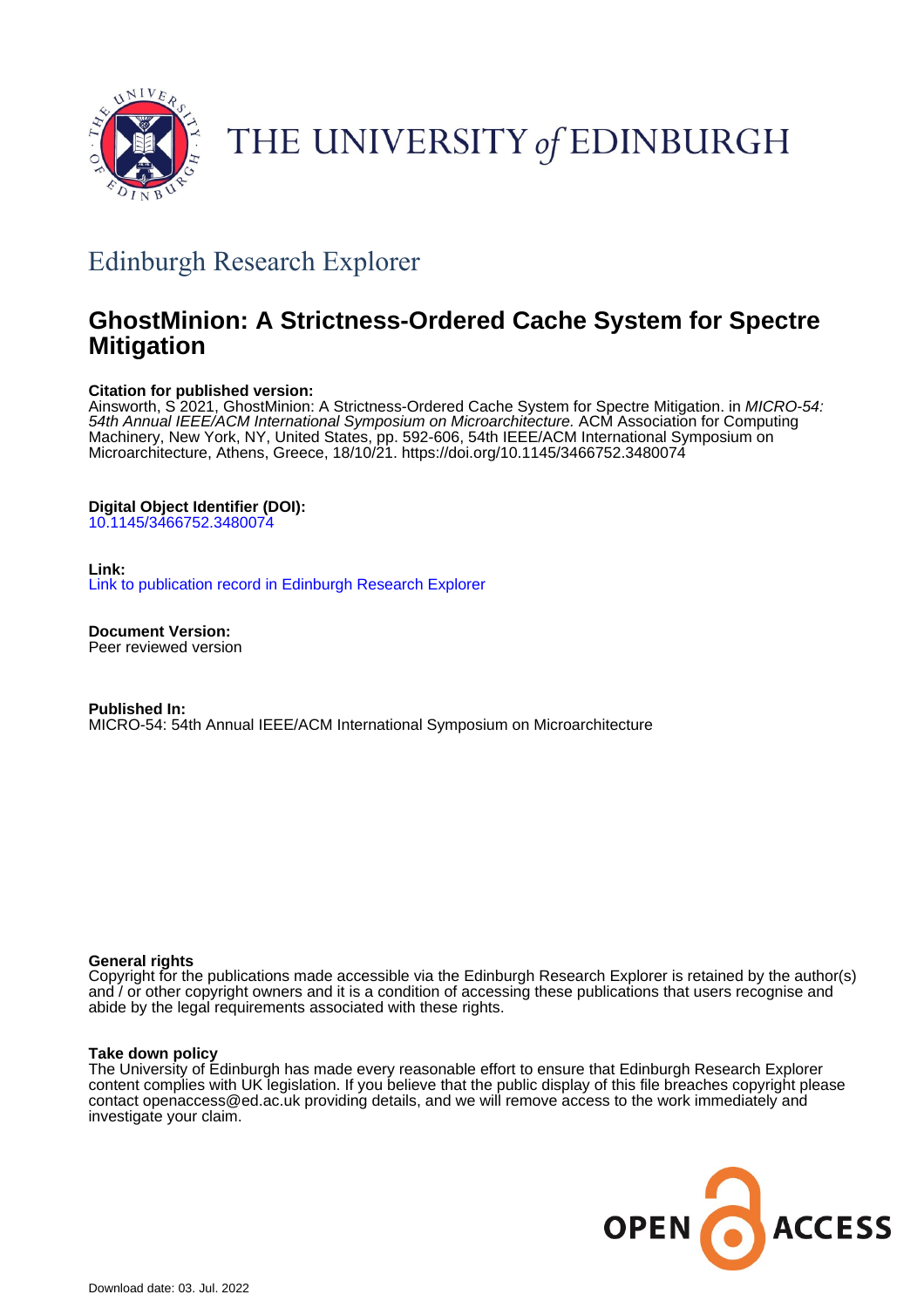THE UNIVERSITY *of* EDINBURGH

## Edinburgh Research Explorer

# GhostMinion: A Strictness-Ordered Cache System for Spectre Mitigation

**Citation for published version:**
Ainsworth, S 2021, GhostMinion: A Strictness-Ordered Cache System for Spectre Mitigation. in *MICRO-54: 54th Annual IEEE/ACM International Symposium on Microarchitecture.* ACM Association for Computing Machinery, New York, NY, United States, pp. 592-606, 54th IEEE/ACM International Symposium on Microarchitecture, Athens, Greece, 18/10/21. https://doi.org/10.1145/3466752.3480074

**Digital Object Identifier (DOI):**
10.1145/3466752.3480074

**Link:**
Link to publication record in Edinburgh Research Explorer

**Document Version:**
Peer reviewed version

**Published In:**
MICRO-54: 54th Annual IEEE/ACM International Symposium on Microarchitecture

**General rights**
Copyright for the publications made accessible via the Edinburgh Research Explorer is retained by the author(s) and / or other copyright owners and it is a condition of accessing these publications that users recognise and abide by the legal requirements associated with these rights.

**Take down policy**
The University of Edinburgh has made every reasonable effort to ensure that Edinburgh Research Explorer content complies with UK legislation. If you believe that the public display of this file breaches copyright please contact openaccess@ed.ac.uk providing details, and we will remove access to the work immediately and investigate your claim.

OPEN ACCESS

Download date: 03. Jul. 2022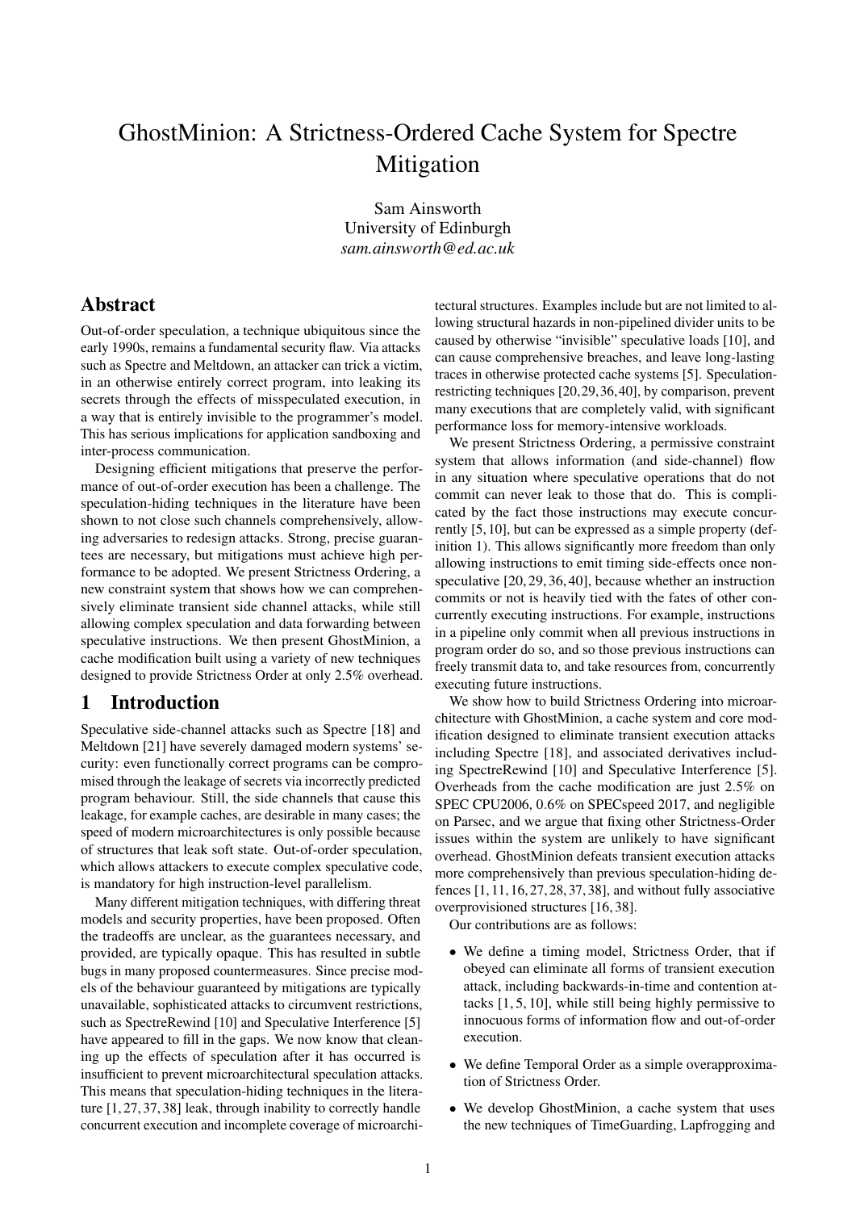# GhostMinion: A Strictness-Ordered Cache System for Spectre Mitigation

Sam Ainsworth
University of Edinburgh
*sam.ainsworth@ed.ac.uk*

## Abstract

Out-of-order speculation, a technique ubiquitous since the early 1990s, remains a fundamental security flaw. Via attacks such as Spectre and Meltdown, an attacker can trick a victim, in an otherwise entirely correct program, into leaking its secrets through the effects of misspeculated execution, in a way that is entirely invisible to the programmer's model. This has serious implications for application sandboxing and inter-process communication.

Designing efficient mitigations that preserve the performance of out-of-order execution has been a challenge. The speculation-hiding techniques in the literature have been shown to not close such channels comprehensively, allowing adversaries to redesign attacks. Strong, precise guarantees are necessary, but mitigations must achieve high performance to be adopted. We present Strictness Ordering, a new constraint system that shows how we can comprehensively eliminate transient side channel attacks, while still allowing complex speculation and data forwarding between speculative instructions. We then present GhostMinion, a cache modification built using a variety of new techniques designed to provide Strictness Order at only 2.5% overhead.

## 1 Introduction

Speculative side-channel attacks such as Spectre [18] and Meltdown [21] have severely damaged modern systems' security: even functionally correct programs can be compromised through the leakage of secrets via incorrectly predicted program behaviour. Still, the side channels that cause this leakage, for example caches, are desirable in many cases; the speed of modern microarchitectures is only possible because of structures that leak soft state. Out-of-order speculation, which allows attackers to execute complex speculative code, is mandatory for high instruction-level parallelism.

Many different mitigation techniques, with differing threat models and security properties, have been proposed. Often the tradeoffs are unclear, as the guarantees necessary, and provided, are typically opaque. This has resulted in subtle bugs in many proposed countermeasures. Since precise models of the behaviour guaranteed by mitigations are typically unavailable, sophisticated attacks to circumvent restrictions, such as SpectreRewind [10] and Speculative Interference [5] have appeared to fill in the gaps. We now know that cleaning up the effects of speculation after it has occurred is insufficient to prevent microarchitectural speculation attacks. This means that speculation-hiding techniques in the literature [1, 27, 37, 38] leak, through inability to correctly handle concurrent execution and incomplete coverage of microarchitectural structures. Examples include but are not limited to allowing structural hazards in non-pipelined divider units to be caused by otherwise "invisible" speculative loads [10], and can cause comprehensive breaches, and leave long-lasting traces in otherwise protected cache systems [5]. Speculation-restricting techniques [20, 29, 36, 40], by comparison, prevent many executions that are completely valid, with significant performance loss for memory-intensive workloads.

We present Strictness Ordering, a permissive constraint system that allows information (and side-channel) flow in any situation where speculative operations that do not commit can never leak to those that do. This is complicated by the fact those instructions may execute concurrently [5, 10], but can be expressed as a simple property (definition 1). This allows significantly more freedom than only allowing instructions to emit timing side-effects once non-speculative [20, 29, 36, 40], because whether an instruction commits or not is heavily tied with the fates of other concurrently executing instructions. For example, instructions in a pipeline only commit when all previous instructions in program order do so, and so those previous instructions can freely transmit data to, and take resources from, concurrently executing future instructions.

We show how to build Strictness Ordering into microarchitecture with GhostMinion, a cache system and core modification designed to eliminate transient execution attacks including Spectre [18], and associated derivatives including SpectreRewind [10] and Speculative Interference [5]. Overheads from the cache modification are just 2.5% on SPEC CPU2006, 0.6% on SPECspeed 2017, and negligible on Parsec, and we argue that fixing other Strictness-Order issues within the system are unlikely to have significant overhead. GhostMinion defeats transient execution attacks more comprehensively than previous speculation-hiding defences [1, 11, 16, 27, 28, 37, 38], and without fully associative overprovisioned structures [16, 38].

Our contributions are as follows:

- We define a timing model, Strictness Order, that if obeyed can eliminate all forms of transient execution attack, including backwards-in-time and contention attacks [1, 5, 10], while still being highly permissive to innocuous forms of information flow and out-of-order execution.
- We define Temporal Order as a simple overapproximation of Strictness Order.
- We develop GhostMinion, a cache system that uses the new techniques of TimeGuarding, Lapfrogging and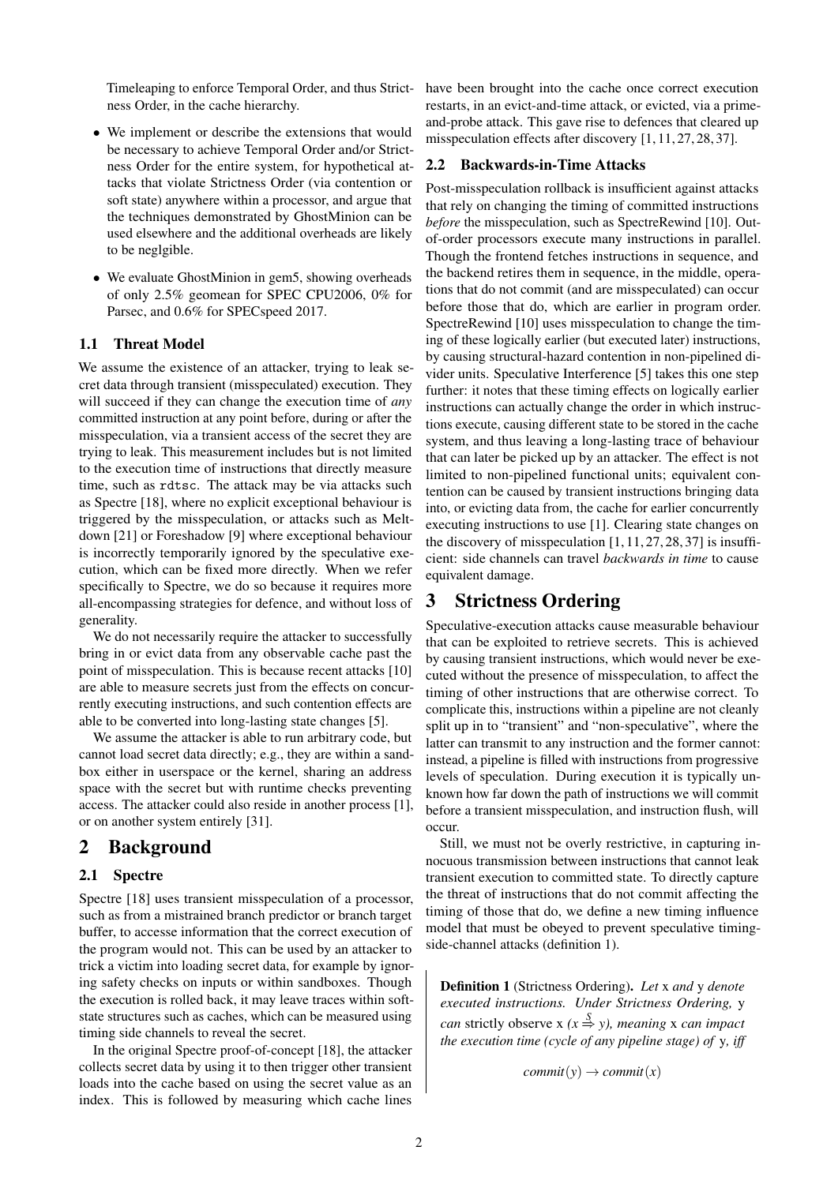Timeleaping to enforce Temporal Order, and thus Strictness Order, in the cache hierarchy.

- We implement or describe the extensions that would be necessary to achieve Temporal Order and/or Strictness Order for the entire system, for hypothetical attacks that violate Strictness Order (via contention or soft state) anywhere within a processor, and argue that the techniques demonstrated by GhostMinion can be used elsewhere and the additional overheads are likely to be neglgible.
- We evaluate GhostMinion in gem5, showing overheads of only 2.5% geomean for SPEC CPU2006, 0% for Parsec, and 0.6% for SPECspeed 2017.

### 1.1 Threat Model

We assume the existence of an attacker, trying to leak secret data through transient (misspeculated) execution. They will succeed if they can change the execution time of *any* committed instruction at any point before, during or after the misspeculation, via a transient access of the secret they are trying to leak. This measurement includes but is not limited to the execution time of instructions that directly measure time, such as `rdtsc`. The attack may be via attacks such as Spectre [18], where no explicit exceptional behaviour is triggered by the misspeculation, or attacks such as Meltdown [21] or Foreshadow [9] where exceptional behaviour is incorrectly temporarily ignored by the speculative execution, which can be fixed more directly. When we refer specifically to Spectre, we do so because it requires more all-encompassing strategies for defence, and without loss of generality.

We do not necessarily require the attacker to successfully bring in or evict data from any observable cache past the point of misspeculation. This is because recent attacks [10] are able to measure secrets just from the effects on concurrently executing instructions, and such contention effects are able to be converted into long-lasting state changes [5].

We assume the attacker is able to run arbitrary code, but cannot load secret data directly; e.g., they are within a sandbox either in userspace or the kernel, sharing an address space with the secret but with runtime checks preventing access. The attacker could also reside in another process [1], or on another system entirely [31].

## 2 Background

### 2.1 Spectre

Spectre [18] uses transient misspeculation of a processor, such as from a mistrained branch predictor or branch target buffer, to accesse information that the correct execution of the program would not. This can be used by an attacker to trick a victim into loading secret data, for example by ignoring safety checks on inputs or within sandboxes. Though the execution is rolled back, it may leave traces within soft-state structures such as caches, which can be measured using timing side channels to reveal the secret.

In the original Spectre proof-of-concept [18], the attacker collects secret data by using it to then trigger other transient loads into the cache based on using the secret value as an index. This is followed by measuring which cache lines have been brought into the cache once correct execution restarts, in an evict-and-time attack, or evicted, via a prime-and-probe attack. This gave rise to defences that cleared up misspeculation effects after discovery [1, 11, 27, 28, 37].

### 2.2 Backwards-in-Time Attacks

Post-misspeculation rollback is insufficient against attacks that rely on changing the timing of committed instructions *before* the misspeculation, such as SpectreRewind [10]. Out-of-order processors execute many instructions in parallel. Though the frontend fetches instructions in sequence, and the backend retires them in sequence, in the middle, operations that do not commit (and are misspeculated) can occur before those that do, which are earlier in program order. SpectreRewind [10] uses misspeculation to change the timing of these logically earlier (but executed later) instructions, by causing structural-hazard contention in non-pipelined divider units. Speculative Interference [5] takes this one step further: it notes that these timing effects on logically earlier instructions can actually change the order in which instructions execute, causing different state to be stored in the cache system, and thus leaving a long-lasting trace of behaviour that can later be picked up by an attacker. The effect is not limited to non-pipelined functional units; equivalent contention can be caused by transient instructions bringing data into, or evicting data from, the cache for earlier concurrently executing instructions to use [1]. Clearing state changes on the discovery of misspeculation [1, 11, 27, 28, 37] is insufficient: side channels can travel *backwards in time* to cause equivalent damage.

## 3 Strictness Ordering

Speculative-execution attacks cause measurable behaviour that can be exploited to retrieve secrets. This is achieved by causing transient instructions, which would never be executed without the presence of misspeculation, to affect the timing of other instructions that are otherwise correct. To complicate this, instructions within a pipeline are not cleanly split up in to "transient" and "non-speculative", where the latter can transmit to any instruction and the former cannot: instead, a pipeline is filled with instructions from progressive levels of speculation. During execution it is typically unknown how far down the path of instructions we will commit before a transient misspeculation, and instruction flush, will occur.

Still, we must not be overly restrictive, in capturing innocuous transmission between instructions that cannot leak transient execution to committed state. To directly capture the threat of instructions that do not commit affecting the timing of those that do, we define a new timing influence model that must be obeyed to prevent speculative timing-side-channel attacks (definition 1).

> **Definition 1** (Strictness Ordering)**.** *Let* x *and* y *denote executed instructions. Under Strictness Ordering,* y *can* strictly observe x *($x \overset{S}{\Rightarrow} y$), meaning* x *can impact the execution time (cycle of any pipeline stage) of* y*, iff*
>
> $$commit(y) \rightarrow commit(x)$$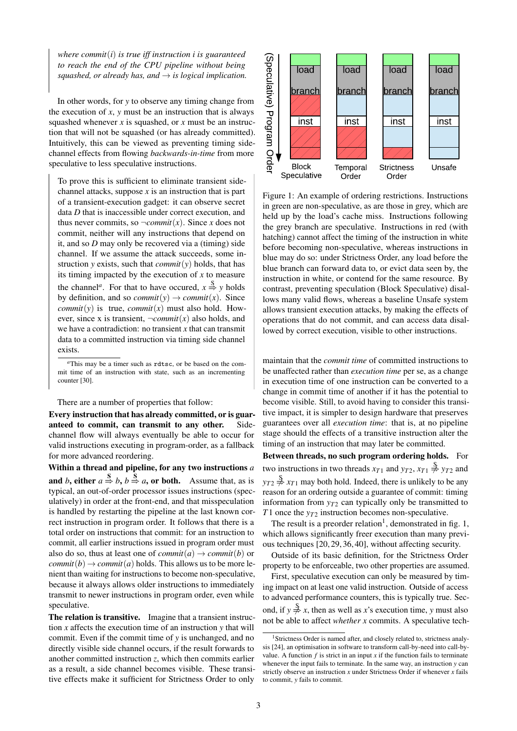> *where $commit(i)$ is true iff instruction $i$ is guaranteed to reach the end of the CPU pipeline without being squashed, or already has, and $\rightarrow$ is logical implication.*

In other words, for $y$ to observe any timing change from the execution of $x$, $y$ must be an instruction that is always squashed whenever $x$ is squashed, or $x$ must be an instruction that will not be squashed (or has already committed). Intuitively, this can be viewed as preventing timing side-channel effects from flowing *backwards-in-time* from more speculative to less speculative instructions.

> To prove this is sufficient to eliminate transient side-channel attacks, suppose $x$ is an instruction that is part of a transient-execution gadget: it can observe secret data $D$ that is inaccessible under correct execution, and thus never commits, so $\neg commit(x)$. Since $x$ does not commit, neither will any instructions that depend on it, and so $D$ may only be recovered via a (timing) side channel. If we assume the attack succeeds, some instruction $y$ exists, such that $commit(y)$ holds, that has its timing impacted by the execution of $x$ to measure the channel[a]. For that to have occured, $x \overset{S}{\Rightarrow} y$ holds by definition, and so $commit(y) \rightarrow commit(x)$. Since $commit(y)$ is true, $commit(x)$ must also hold. However, since x is transient, $\neg commit(x)$ also holds, and we have a contradiction: no transient $x$ that can transmit data to a committed instruction via timing side channel exists.
>
> [a] This may be a timer such as `rdtsc`, or be based on the commit time of an instruction with state, such as an incrementing counter [30].

There are a number of properties that follow:

**Every instruction that has already committed, or is guaranteed to commit, can transmit to any other.** Side-channel flow will always eventually be able to occur for valid instructions executing in program-order, as a fallback for more advanced reordering.

**Within a thread and pipeline, for any two instructions $a$ and $b$, either $a \overset{S}{\Rightarrow} b$, $b \overset{S}{\Rightarrow} a$, or both.** Assume that, as is typical, an out-of-order processor issues instructions (speculatively) in order at the front-end, and that misspeculation is handled by restarting the pipeline at the last known correct instruction in program order. It follows that there is a total order on instructions that commit: for an instruction to commit, all earlier instructions issued in program order must also do so, thus at least one of $commit(a) \rightarrow commit(b)$ or $commit(b) \rightarrow commit(a)$ holds. This allows us to be more lenient than waiting for instructions to become non-speculative, because it always allows older instructions to immediately transmit to newer instructions in program order, even while speculative.

**The relation is transitive.** Imagine that a transient instruction $x$ affects the execution time of an instruction $y$ that will commit. Even if the commit time of $y$ is unchanged, and no directly visible side channel occurs, if the result forwards to another committed instruction $z$, which then commits earlier as a result, a side channel becomes visible. These transitive effects make it sufficient for Strictness Order to only maintain that the *commit time* of committed instructions to be unaffected rather than *execution time* per se, as a change in execution time of one instruction can be converted to a change in commit time of another if it has the potential to become visible. Still, to avoid having to consider this transitive impact, it is simpler to design hardware that preserves guarantees over all *execution time*: that is, at no pipeline stage should the effects of a transitive instruction alter the timing of an instruction that may later be committed.

Figure 1: An example of ordering restrictions. Instructions in green are non-speculative, as are those in grey, which are held up by the load's cache miss. Instructions following the grey branch are speculative. Instructions in red (with hatching) cannot affect the timing of the instruction in white before becoming non-speculative, whereas instructions in blue may do so: under Strictness Order, any load before the blue branch can forward data to, or evict data seen by, the instruction in white, or contend for the same resource. By contrast, preventing speculation (Block Speculative) disallows many valid flows, whereas a baseline Unsafe system allows transient execution attacks, by making the effects of operations that do not commit, and can access data disallowed by correct execution, visible to other instructions.

**Between threads, no such program ordering holds.** For two instructions in two threads $x_{T1}$ and $y_{T2}$, $x_{T1} \overset{S}{\not\Rightarrow} y_{T2}$ and $y_{T2} \overset{S}{\not\Rightarrow} x_{T1}$ may both hold. Indeed, there is unlikely to be any reason for an ordering outside a guarantee of commit: timing information from $y_{T2}$ can typically only be transmitted to $T1$ once the $y_{T2}$ instruction becomes non-speculative.

The result is a preorder relation[1], demonstrated in fig. 1, which allows significantly freer execution than many previous techniques [20, 29, 36, 40], without affecting security.

Outside of its basic definition, for the Strictness Order property to be enforceable, two other properties are assumed.

First, speculative execution can only be measured by timing impact on at least one valid instruction. Outside of access to advanced performance counters, this is typically true. Second, if $y \overset{S}{\not\Rightarrow} x$, then as well as $x$'s execution time, $y$ must also not be able to affect *whether* $x$ commits. A speculative tech-

[1] Strictness Order is named after, and closely related to, strictness analysis [24], an optimisation in software to transform call-by-need into call-by-value. A function $f$ is strict in an input $x$ if the function fails to terminate whenever the input fails to terminate. In the same way, an instruction $y$ can strictly observe an instruction $x$ under Strictness Order if whenever $x$ fails to commit, $y$ fails to commit.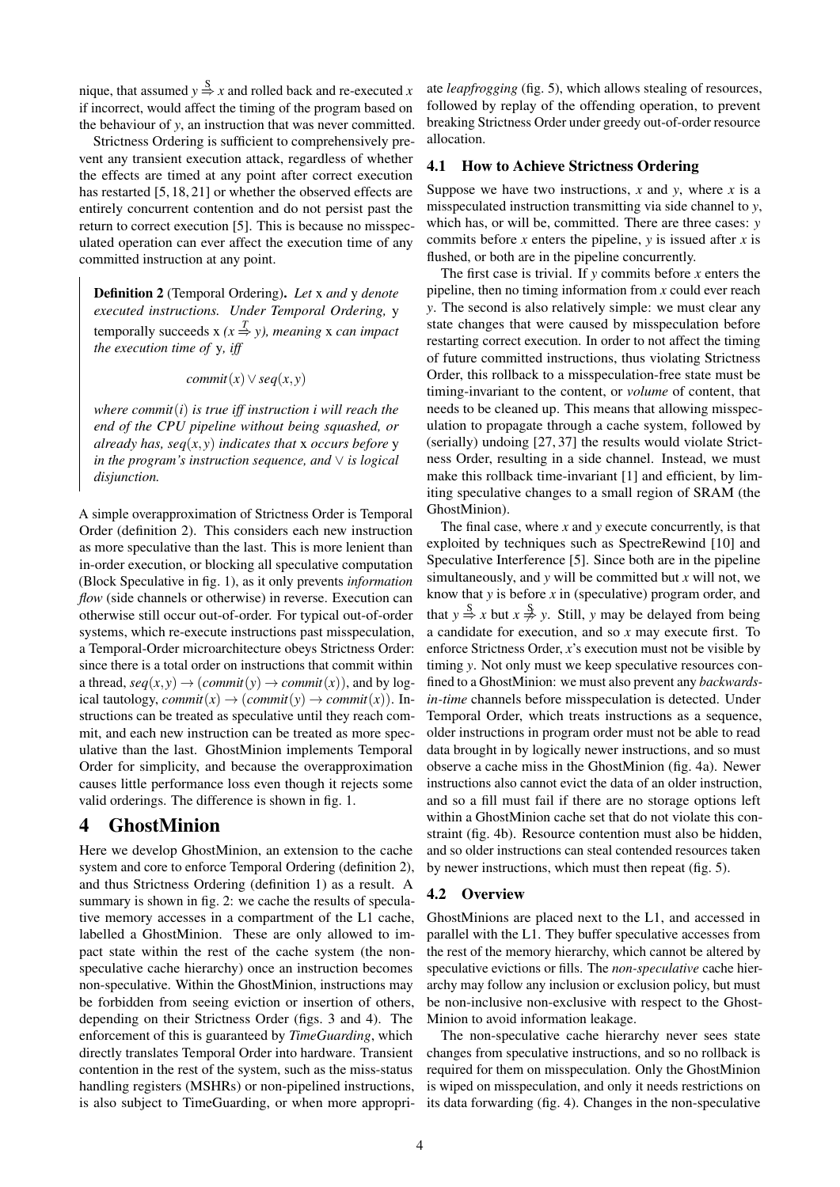nique, that assumed $y \overset{S}{\Rightarrow} x$ and rolled back and re-executed $x$ if incorrect, would affect the timing of the program based on the behaviour of $y$, an instruction that was never committed.

Strictness Ordering is sufficient to comprehensively prevent any transient execution attack, regardless of whether the effects are timed at any point after correct execution has restarted [5, 18, 21] or whether the observed effects are entirely concurrent contention and do not persist past the return to correct execution [5]. This is because no misspeculated operation can ever affect the execution time of any committed instruction at any point.

> **Definition 2** (Temporal Ordering). *Let* x *and* y *denote executed instructions. Under Temporal Ordering,* y *temporally succeeds* x *($x \overset{T}{\Rightarrow} y$), meaning* x *can impact the execution time of* y*, iff*
>
> $$commit(x) \vee seq(x,y)$$
>
> *where $commit(i)$ is true iff instruction i will reach the end of the CPU pipeline without being squashed, or already has, $seq(x,y)$ indicates that* x *occurs before* y *in the program's instruction sequence, and $\vee$ is logical disjunction.*

A simple overapproximation of Strictness Order is Temporal Order (definition 2). This considers each new instruction as more speculative than the last. This is more lenient than in-order execution, or blocking all speculative computation (Block Speculative in fig. 1), as it only prevents *information flow* (side channels or otherwise) in reverse. Execution can otherwise still occur out-of-order. For typical out-of-order systems, which re-execute instructions past misspeculation, a Temporal-Order microarchitecture obeys Strictness Order: since there is a total order on instructions that commit within a thread, $seq(x,y) \rightarrow (commit(y) \rightarrow commit(x))$, and by logical tautology, $commit(x) \rightarrow (commit(y) \rightarrow commit(x))$. Instructions can be treated as speculative until they reach commit, and each new instruction can be treated as more speculative than the last. GhostMinion implements Temporal Order for simplicity, and because the overapproximation causes little performance loss even though it rejects some valid orderings. The difference is shown in fig. 1.

# 4 GhostMinion

Here we develop GhostMinion, an extension to the cache system and core to enforce Temporal Ordering (definition 2), and thus Strictness Ordering (definition 1) as a result. A summary is shown in fig. 2: we cache the results of speculative memory accesses in a compartment of the L1 cache, labelled a GhostMinion. These are only allowed to impact state within the rest of the cache system (the non-speculative cache hierarchy) once an instruction becomes non-speculative. Within the GhostMinion, instructions may be forbidden from seeing eviction or insertion of others, depending on their Strictness Order (figs. 3 and 4). The enforcement of this is guaranteed by *TimeGuarding*, which directly translates Temporal Order into hardware. Transient contention in the rest of the system, such as the miss-status handling registers (MSHRs) or non-pipelined instructions, is also subject to TimeGuarding, or when more appropriate *leapfrogging* (fig. 5), which allows stealing of resources, followed by replay of the offending operation, to prevent breaking Strictness Order under greedy out-of-order resource allocation.

## 4.1 How to Achieve Strictness Ordering

Suppose we have two instructions, $x$ and $y$, where $x$ is a misspeculated instruction transmitting via side channel to $y$, which has, or will be, committed. There are three cases: $y$ commits before $x$ enters the pipeline, $y$ is issued after $x$ is flushed, or both are in the pipeline concurrently.

The first case is trivial. If $y$ commits before $x$ enters the pipeline, then no timing information from $x$ could ever reach $y$. The second is also relatively simple: we must clear any state changes that were caused by misspeculation before restarting correct execution. In order to not affect the timing of future committed instructions, thus violating Strictness Order, this rollback to a misspeculation-free state must be timing-invariant to the content, or *volume* of content, that needs to be cleaned up. This means that allowing misspeculation to propagate through a cache system, followed by (serially) undoing [27, 37] the results would violate Strictness Order, resulting in a side channel. Instead, we must make this rollback time-invariant [1] and efficient, by limiting speculative changes to a small region of SRAM (the GhostMinion).

The final case, where $x$ and $y$ execute concurrently, is that exploited by techniques such as SpectreRewind [10] and Speculative Interference [5]. Since both are in the pipeline simultaneously, and $y$ will be committed but $x$ will not, we know that $y$ is before $x$ in (speculative) program order, and that $y \overset{S}{\Rightarrow} x$ but $x \overset{S}{\not\Rightarrow} y$. Still, $y$ may be delayed from being a candidate for execution, and so $x$ may execute first. To enforce Strictness Order, $x$'s execution must not be visible by timing $y$. Not only must we keep speculative resources confined to a GhostMinion: we must also prevent any *backwards-in-time* channels before misspeculation is detected. Under Temporal Order, which treats instructions as a sequence, older instructions in program order must not be able to read data brought in by logically newer instructions, and so must observe a cache miss in the GhostMinion (fig. 4a). Newer instructions also cannot evict the data of an older instruction, and so a fill must fail if there are no storage options left within a GhostMinion cache set that do not violate this constraint (fig. 4b). Resource contention must also be hidden, and so older instructions can steal contended resources taken by newer instructions, which must then repeat (fig. 5).

## 4.2 Overview

GhostMinions are placed next to the L1, and accessed in parallel with the L1. They buffer speculative accesses from the rest of the memory hierarchy, which cannot be altered by speculative evictions or fills. The *non-speculative* cache hierarchy may follow any inclusion or exclusion policy, but must be non-inclusive non-exclusive with respect to the GhostMinion to avoid information leakage.

The non-speculative cache hierarchy never sees state changes from speculative instructions, and so no rollback is required for them on misspeculation. Only the GhostMinion is wiped on misspeculation, and only it needs restrictions on its data forwarding (fig. 4). Changes in the non-speculative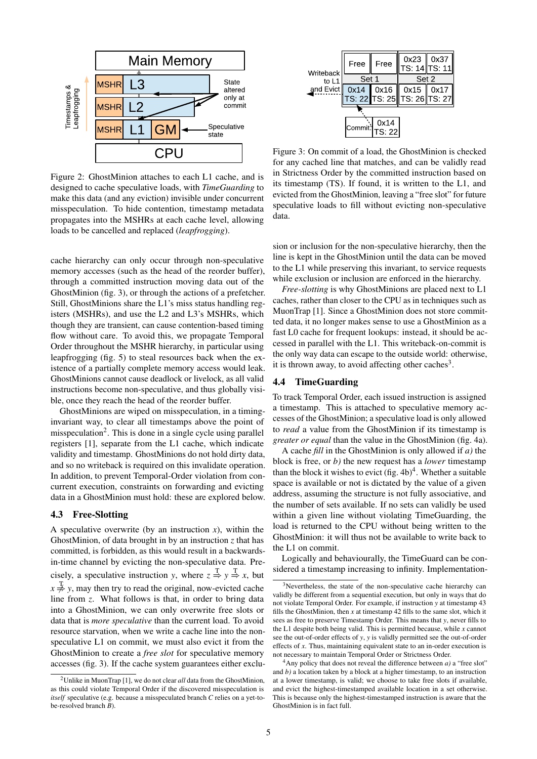Figure 2: GhostMinion attaches to each L1 cache, and is designed to cache speculative loads, with *TimeGuarding* to make this data (and any eviction) invisible under concurrent misspeculation. To hide contention, timestamp metadata propagates into the MSHRs at each cache level, allowing loads to be cancelled and replaced (*leapfrogging*).

cache hierarchy can only occur through non-speculative memory accesses (such as the head of the reorder buffer), through a committed instruction moving data out of the GhostMinion (fig. 3), or through the actions of a prefetcher. Still, GhostMinions share the L1's miss status handling registers (MSHRs), and use the L2 and L3's MSHRs, which though they are transient, can cause contention-based timing flow without care. To avoid this, we propagate Temporal Order throughout the MSHR hierarchy, in particular using leapfrogging (fig. 5) to steal resources back when the existence of a partially complete memory access would leak. GhostMinions cannot cause deadlock or livelock, as all valid instructions become non-speculative, and thus globally visible, once they reach the head of the reorder buffer.

GhostMinions are wiped on misspeculation, in a timing-invariant way, to clear all timestamps above the point of misspeculation[2]. This is done in a single cycle using parallel registers [1], separate from the L1 cache, which indicate validity and timestamp. GhostMinions do not hold dirty data, and so no writeback is required on this invalidate operation. In addition, to prevent Temporal-Order violation from concurrent execution, constraints on forwarding and evicting data in a GhostMinion must hold: these are explored below.

### 4.3 Free-Slotting

A speculative overwrite (by an instruction $x$), within the GhostMinion, of data brought in by an instruction $z$ that has committed, is forbidden, as this would result in a backwards-in-time channel by evicting the non-speculative data. Precisely, a speculative instruction $y$, where $z \overset{T}{\Rightarrow} y \overset{T}{\Rightarrow} x$, but $x \overset{T}{\not\Rightarrow} y$, may then try to read the original, now-evicted cache line from $z$. What follows is that, in order to bring data into a GhostMinion, we can only overwrite free slots or data that is *more speculative* than the current load. To avoid resource starvation, when we write a cache line into the non-speculative L1 on commit, we must also evict it from the GhostMinion to create a *free slot* for speculative memory accesses (fig. 3). If the cache system guarantees either exclusion or inclusion for the non-speculative hierarchy, then the line is kept in the GhostMinion until the data can be moved to the L1 while preserving this invariant, to service requests while exclusion or inclusion are enforced in the hierarchy.

*Free-slotting* is why GhostMinions are placed next to L1 caches, rather than closer to the CPU as in techniques such as MuonTrap [1]. Since a GhostMinion does not store committed data, it no longer makes sense to use a GhostMinion as a fast L0 cache for frequent lookups: instead, it should be accessed in parallel with the L1. This writeback-on-commit is the only way data can escape to the outside world: otherwise, it is thrown away, to avoid affecting other caches[3].

Figure 3: On commit of a load, the GhostMinion is checked for any cached line that matches, and can be validly read in Strictness Order by the committed instruction based on its timestamp (TS). If found, it is written to the L1, and evicted from the GhostMinion, leaving a "free slot" for future speculative loads to fill without evicting non-speculative data.

### 4.4 TimeGuarding

To track Temporal Order, each issued instruction is assigned a timestamp. This is attached to speculative memory accesses of the GhostMinion; a speculative load is only allowed to *read* a value from the GhostMinion if its timestamp is *greater or equal* than the value in the GhostMinion (fig. 4a).

A cache *fill* in the GhostMinion is only allowed if *a)* the block is free, or *b)* the new request has a *lower* timestamp than the block it wishes to evict (fig. 4b)[4]. Whether a suitable space is available or not is dictated by the value of a given address, assuming the structure is not fully associative, and the number of sets available. If no sets can validly be used within a given line without violating TimeGuarding, the load is returned to the CPU without being written to the GhostMinion: it will thus not be available to write back to the L1 on commit.

Logically and behaviourally, the TimeGuard can be considered a timestamp increasing to infinity. Implementation-

---

[2] Unlike in MuonTrap [1], we do not clear *all* data from the GhostMinion, as this could violate Temporal Order if the discovered misspeculation is *itself* speculative (e.g. because a misspeculated branch $C$ relies on a yet-to-be-resolved branch $B$).

[3] Nevertheless, the state of the non-speculative cache hierarchy can validly be different from a sequential execution, but only in ways that do not violate Temporal Order. For example, if instruction $y$ at timestamp 43 fills the GhostMinion, then $x$ at timestamp 42 fills to the same slot, which it sees as free to preserve Timestamp Order. This means that $y$, never fills to the L1 despite both being valid. This is permitted because, while $x$ cannot see the out-of-order effects of $y$, $y$ is validly permitted see the out-of-order effects of $x$. Thus, maintaining equivalent state to an in-order execution is not necessary to maintain Temporal Order or Strictness Order.

[4] Any policy that does not reveal the difference between *a)* a "free slot" and *b)* a location taken by a block at a higher timestamp, to an instruction at a lower timestamp, is valid; we choose to take free slots if available, and evict the highest-timestamped available location in a set otherwise. This is because only the highest-timestamped instruction is aware that the GhostMinion is in fact full.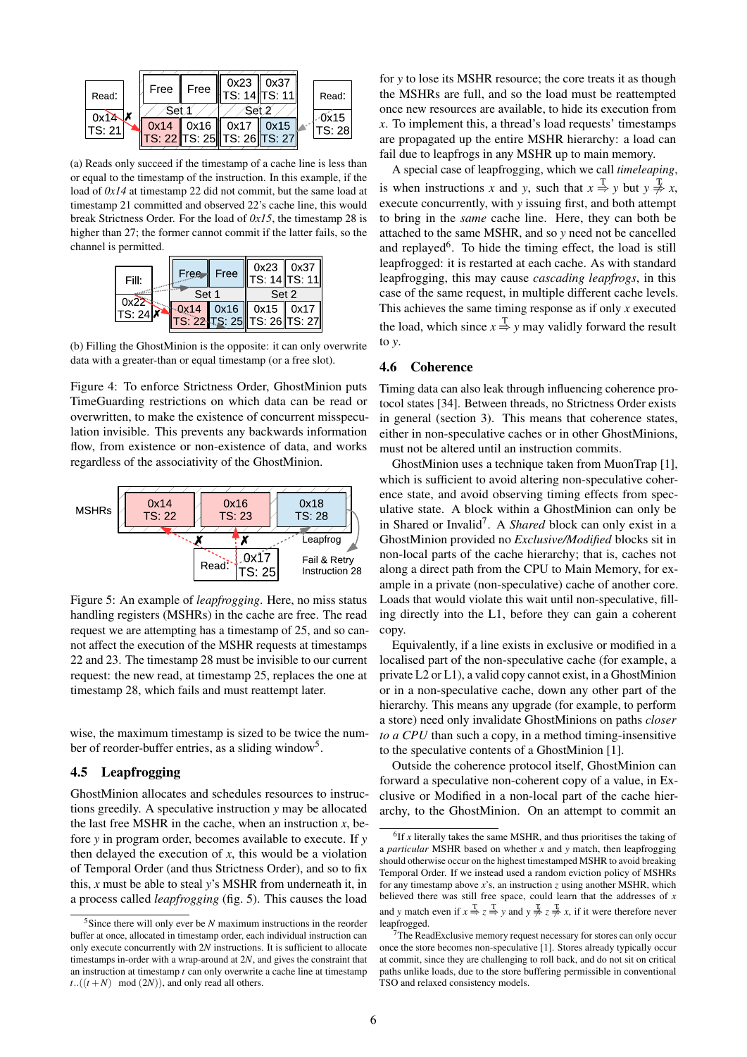(a) Reads only succeed if the timestamp of a cache line is less than or equal to the timestamp of the instruction. In this example, if the load of *0x14* at timestamp 22 did not commit, but the same load at timestamp 21 committed and observed 22's cache line, this would break Strictness Order. For the load of *0x15*, the timestamp 28 is higher than 27; the former cannot commit if the latter fails, so the channel is permitted.

(b) Filling the GhostMinion is the opposite: it can only overwrite data with a greater-than or equal timestamp (or a free slot).

Figure 4: To enforce Strictness Order, GhostMinion puts TimeGuarding restrictions on which data can be read or overwritten, to make the existence of concurrent misspeculation invisible. This prevents any backwards information flow, from existence or non-existence of data, and works regardless of the associativity of the GhostMinion.

Figure 5: An example of *leapfrogging*. Here, no miss status handling registers (MSHRs) in the cache are free. The read request we are attempting has a timestamp of 25, and so cannot affect the execution of the MSHR requests at timestamps 22 and 23. The timestamp 28 must be invisible to our current request: the new read, at timestamp 25, replaces the one at timestamp 28, which fails and must reattempt later.

wise, the maximum timestamp is sized to be twice the number of reorder-buffer entries, as a sliding window[5].

## 4.5 Leapfrogging

GhostMinion allocates and schedules resources to instructions greedily. A speculative instruction $y$ may be allocated the last free MSHR in the cache, when an instruction $x$, before $y$ in program order, becomes available to execute. If $y$ then delayed the execution of $x$, this would be a violation of Temporal Order (and thus Strictness Order), and so to fix this, $x$ must be able to steal $y$'s MSHR from underneath it, in a process called *leapfrogging* (fig. 5). This causes the load for $y$ to lose its MSHR resource; the core treats it as though the MSHRs are full, and so the load must be reattempted once new resources are available, to hide its execution from $x$. To implement this, a thread's load requests' timestamps are propagated up the entire MSHR hierarchy: a load can fail due to leapfrogs in any MSHR up to main memory.

A special case of leapfrogging, which we call *timeleaping*, is when instructions $x$ and $y$, such that $x \overset{T}{\Rightarrow} y$ but $y \overset{T}{\not\Rightarrow} x$, execute concurrently, with $y$ issuing first, and both attempt to bring in the *same* cache line. Here, they can both be attached to the same MSHR, and so $y$ need not be cancelled and replayed[6]. To hide the timing effect, the load is still leapfrogged: it is restarted at each cache. As with standard leapfrogging, this may cause *cascading leapfrogs*, in this case of the same request, in multiple different cache levels. This achieves the same timing response as if only $x$ executed the load, which since $x \overset{T}{\Rightarrow} y$ may validly forward the result to $y$.

## 4.6 Coherence

Timing data can also leak through influencing coherence protocol states [34]. Between threads, no Strictness Order exists in general (section 3). This means that coherence states, either in non-speculative caches or in other GhostMinions, must not be altered until an instruction commits.

GhostMinion uses a technique taken from MuonTrap [1], which is sufficient to avoid altering non-speculative coherence state, and avoid observing timing effects from speculative state. A block within a GhostMinion can only be in Shared or Invalid[7]. A *Shared* block can only exist in a GhostMinion provided no *Exclusive/Modified* blocks sit in non-local parts of the cache hierarchy; that is, caches not along a direct path from the CPU to Main Memory, for example in a private (non-speculative) cache of another core. Loads that would violate this wait until non-speculative, filling directly into the L1, before they can gain a coherent copy.

Equivalently, if a line exists in exclusive or modified in a localised part of the non-speculative cache (for example, a private L2 or L1), a valid copy cannot exist, in a GhostMinion or in a non-speculative cache, down any other part of the hierarchy. This means any upgrade (for example, to perform a store) need only invalidate GhostMinions on paths *closer to a CPU* than such a copy, in a method timing-insensitive to the speculative contents of a GhostMinion [1].

Outside the coherence protocol itself, GhostMinion can forward a speculative non-coherent copy of a value, in Exclusive or Modified in a non-local part of the cache hierarchy, to the GhostMinion. On an attempt to commit an

---

[5] Since there will only ever be $N$ maximum instructions in the reorder buffer at once, allocated in timestamp order, each individual instruction can only execute concurrently with $2N$ instructions. It is sufficient to allocate timestamps in-order with a wrap-around at $2N$, and gives the constraint that an instruction at timestamp $t$ can only overwrite a cache line at timestamp $t..((t+N) \mod (2N))$, and only read all others.

[6] If $x$ literally takes the same MSHR, and thus prioritises the taking of a *particular* MSHR based on whether $x$ and $y$ match, then leapfrogging should otherwise occur on the highest timestamped MSHR to avoid breaking Temporal Order. If we instead used a random eviction policy of MSHRs for any timestamp above $x$'s, an instruction $z$ using another MSHR, which believed there was still free space, could learn that the addresses of $x$ and $y$ match even if $x \overset{T}{\Rightarrow} z \overset{T}{\Rightarrow} y$ and $y \overset{T}{\not\Rightarrow} z \overset{T}{\not\Rightarrow} x$, if it were therefore never leapfrogged.

[7] The ReadExclusive memory request necessary for stores can only occur once the store becomes non-speculative [1]. Stores already typically occur at commit, since they are challenging to roll back, and do not sit on critical paths unlike loads, due to the store buffering permissible in conventional TSO and relaxed consistency models.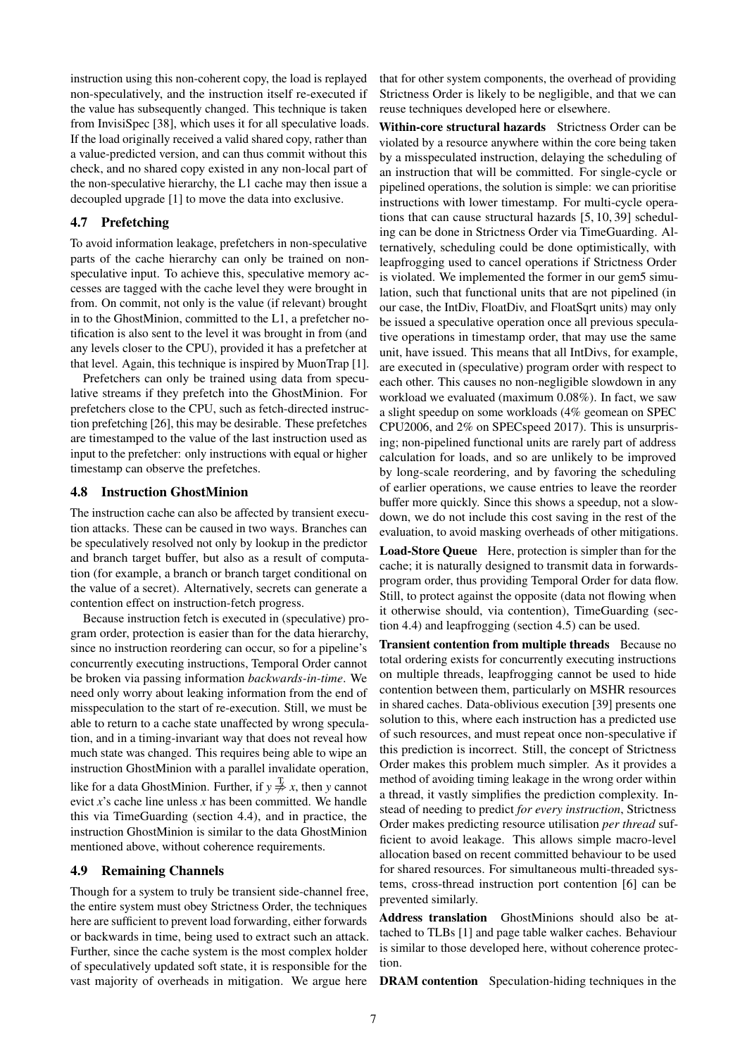instruction using this non-coherent copy, the load is replayed non-speculatively, and the instruction itself re-executed if the value has subsequently changed. This technique is taken from InvisiSpec [38], which uses it for all speculative loads. If the load originally received a valid shared copy, rather than a value-predicted version, and can thus commit without this check, and no shared copy existed in any non-local part of the non-speculative hierarchy, the L1 cache may then issue a decoupled upgrade [1] to move the data into exclusive.

### 4.7 Prefetching

To avoid information leakage, prefetchers in non-speculative parts of the cache hierarchy can only be trained on non-speculative input. To achieve this, speculative memory accesses are tagged with the cache level they were brought in from. On commit, not only is the value (if relevant) brought in to the GhostMinion, committed to the L1, a prefetcher notification is also sent to the level it was brought in from (and any levels closer to the CPU), provided it has a prefetcher at that level. Again, this technique is inspired by MuonTrap [1].

Prefetchers can only be trained using data from speculative streams if they prefetch into the GhostMinion. For prefetchers close to the CPU, such as fetch-directed instruction prefetching [26], this may be desirable. These prefetches are timestamped to the value of the last instruction used as input to the prefetcher: only instructions with equal or higher timestamp can observe the prefetches.

### 4.8 Instruction GhostMinion

The instruction cache can also be affected by transient execution attacks. These can be caused in two ways. Branches can be speculatively resolved not only by lookup in the predictor and branch target buffer, but also as a result of computation (for example, a branch or branch target conditional on the value of a secret). Alternatively, secrets can generate a contention effect on instruction-fetch progress.

Because instruction fetch is executed in (speculative) program order, protection is easier than for the data hierarchy, since no instruction reordering can occur, so for a pipeline's concurrently executing instructions, Temporal Order cannot be broken via passing information *backwards-in-time*. We need only worry about leaking information from the end of misspeculation to the start of re-execution. Still, we must be able to return to a cache state unaffected by wrong speculation, and in a timing-invariant way that does not reveal how much state was changed. This requires being able to wipe an instruction GhostMinion with a parallel invalidate operation, like for a data GhostMinion. Further, if $y \overset{T}{\not\Rightarrow} x$, then $y$ cannot evict $x$'s cache line unless $x$ has been committed. We handle this via TimeGuarding (section 4.4), and in practice, the instruction GhostMinion is similar to the data GhostMinion mentioned above, without coherence requirements.

### 4.9 Remaining Channels

Though for a system to truly be transient side-channel free, the entire system must obey Strictness Order, the techniques here are sufficient to prevent load forwarding, either forwards or backwards in time, being used to extract such an attack. Further, since the cache system is the most complex holder of speculatively updated soft state, it is responsible for the vast majority of overheads in mitigation. We argue here that for other system components, the overhead of providing Strictness Order is likely to be negligible, and that we can reuse techniques developed here or elsewhere.

**Within-core structural hazards** Strictness Order can be violated by a resource anywhere within the core being taken by a misspeculated instruction, delaying the scheduling of an instruction that will be committed. For single-cycle or pipelined operations, the solution is simple: we can prioritise instructions with lower timestamp. For multi-cycle operations that can cause structural hazards [5, 10, 39] scheduling can be done in Strictness Order via TimeGuarding. Alternatively, scheduling could be done optimistically, with leapfrogging used to cancel operations if Strictness Order is violated. We implemented the former in our gem5 simulation, such that functional units that are not pipelined (in our case, the IntDiv, FloatDiv, and FloatSqrt units) may only be issued a speculative operation once all previous speculative operations in timestamp order, that may use the same unit, have issued. This means that all IntDivs, for example, are executed in (speculative) program order with respect to each other. This causes no non-negligible slowdown in any workload we evaluated (maximum 0.08%). In fact, we saw a slight speedup on some workloads (4% geomean on SPEC CPU2006, and 2% on SPECspeed 2017). This is unsurprising; non-pipelined functional units are rarely part of address calculation for loads, and so are unlikely to be improved by long-scale reordering, and by favoring the scheduling of earlier operations, we cause entries to leave the reorder buffer more quickly. Since this shows a speedup, not a slowdown, we do not include this cost saving in the rest of the evaluation, to avoid masking overheads of other mitigations.

**Load-Store Queue** Here, protection is simpler than for the cache; it is naturally designed to transmit data in forwards-program order, thus providing Temporal Order for data flow. Still, to protect against the opposite (data not flowing when it otherwise should, via contention), TimeGuarding (section 4.4) and leapfrogging (section 4.5) can be used.

**Transient contention from multiple threads** Because no total ordering exists for concurrently executing instructions on multiple threads, leapfrogging cannot be used to hide contention between them, particularly on MSHR resources in shared caches. Data-oblivious execution [39] presents one solution to this, where each instruction has a predicted use of such resources, and must repeat once non-speculative if this prediction is incorrect. Still, the concept of Strictness Order makes this problem much simpler. As it provides a method of avoiding timing leakage in the wrong order within a thread, it vastly simplifies the prediction complexity. Instead of needing to predict *for every instruction*, Strictness Order makes predicting resource utilisation *per thread* sufficient to avoid leakage. This allows simple macro-level allocation based on recent committed behaviour to be used for shared resources. For simultaneous multi-threaded systems, cross-thread instruction port contention [6] can be prevented similarly.

**Address translation** GhostMinions should also be attached to TLBs [1] and page table walker caches. Behaviour is similar to those developed here, without coherence protection.

**DRAM contention** Speculation-hiding techniques in the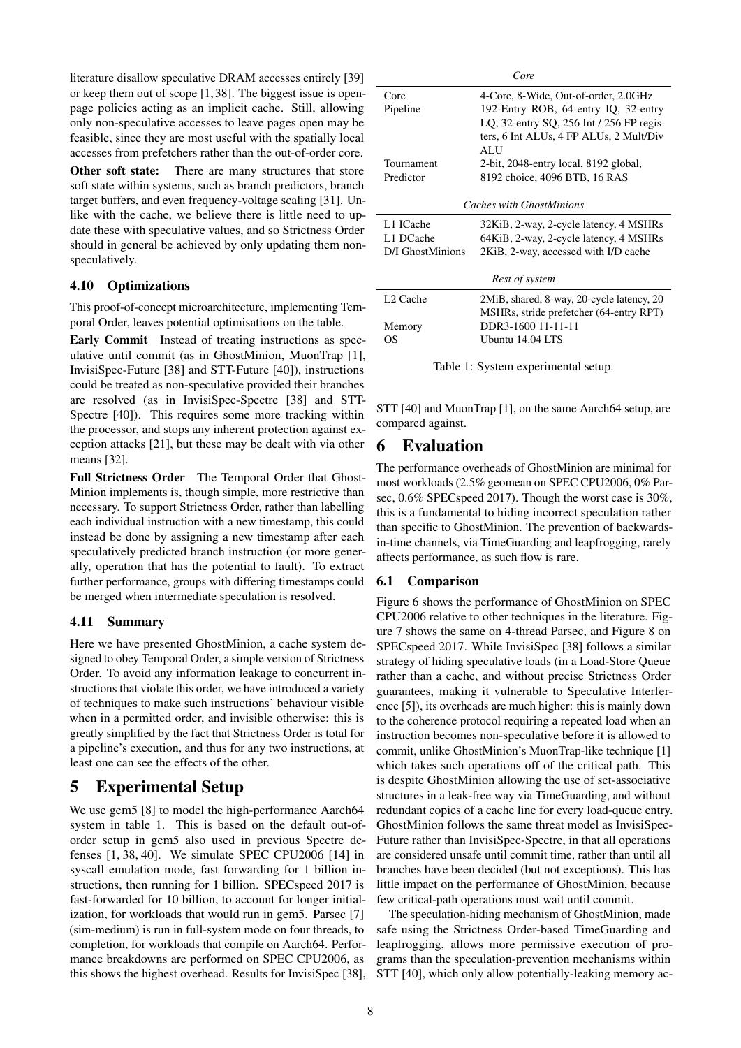literature disallow speculative DRAM accesses entirely [39] or keep them out of scope [1, 38]. The biggest issue is open-page policies acting as an implicit cache. Still, allowing only non-speculative accesses to leave pages open may be feasible, since they are most useful with the spatially local accesses from prefetchers rather than the out-of-order core.

**Other soft state:** There are many structures that store soft state within systems, such as branch predictors, branch target buffers, and even frequency-voltage scaling [31]. Unlike with the cache, we believe there is little need to update these with speculative values, and so Strictness Order should in general be achieved by only updating them non-speculatively.

### 4.10 Optimizations

This proof-of-concept microarchitecture, implementing Temporal Order, leaves potential optimisations on the table.

**Early Commit** Instead of treating instructions as speculative until commit (as in GhostMinion, MuonTrap [1], InvisiSpec-Future [38] and STT-Future [40]), instructions could be treated as non-speculative provided their branches are resolved (as in InvisiSpec-Spectre [38] and STT-Spectre [40]). This requires some more tracking within the processor, and stops any inherent protection against exception attacks [21], but these may be dealt with via other means [32].

**Full Strictness Order** The Temporal Order that GhostMinion implements is, though simple, more restrictive than necessary. To support Strictness Order, rather than labelling each individual instruction with a new timestamp, this could instead be done by assigning a new timestamp after each speculatively predicted branch instruction (or more generally, operation that has the potential to fault). To extract further performance, groups with differing timestamps could be merged when intermediate speculation is resolved.

### 4.11 Summary

Here we have presented GhostMinion, a cache system designed to obey Temporal Order, a simple version of Strictness Order. To avoid any information leakage to concurrent instructions that violate this order, we have introduced a variety of techniques to make such instructions' behaviour visible when in a permitted order, and invisible otherwise: this is greatly simplified by the fact that Strictness Order is total for a pipeline's execution, and thus for any two instructions, at least one can see the effects of the other.

## 5 Experimental Setup

We use gem5 [8] to model the high-performance Aarch64 system in table 1. This is based on the default out-of-order setup in gem5 also used in previous Spectre defenses [1, 38, 40]. We simulate SPEC CPU2006 [14] in syscall emulation mode, fast forwarding for 1 billion instructions, then running for 1 billion. SPECspeed 2017 is fast-forwarded for 10 billion, to account for longer initialization, for workloads that would run in gem5. Parsec [7] (sim-medium) is run in full-system mode on four threads, to completion, for workloads that compile on Aarch64. Performance breakdowns are performed on SPEC CPU2006, as this shows the highest overhead. Results for InvisiSpec [38], STT [40] and MuonTrap [1], on the same Aarch64 setup, are compared against.

| *Core* | |
|---|---|
| Core | 4-Core, 8-Wide, Out-of-order, 2.0GHz |
| Pipeline | 192-Entry ROB, 64-entry IQ, 32-entry LQ, 32-entry SQ, 256 Int / 256 FP registers, 6 Int ALUs, 4 FP ALUs, 2 Mult/Div ALU |
| Tournament Predictor | 2-bit, 2048-entry local, 8192 global, 8192 choice, 4096 BTB, 16 RAS |
| *Caches with GhostMinions* | |
| L1 ICache | 32KiB, 2-way, 2-cycle latency, 4 MSHRs |
| L1 DCache | 64KiB, 2-way, 2-cycle latency, 4 MSHRs |
| D/I GhostMinions | 2KiB, 2-way, accessed with I/D cache |
| *Rest of system* | |
| L2 Cache | 2MiB, shared, 8-way, 20-cycle latency, 20 MSHRs, stride prefetcher (64-entry RPT) |
| Memory | DDR3-1600 11-11-11 |
| OS | Ubuntu 14.04 LTS |

Table 1: System experimental setup.

## 6 Evaluation

The performance overheads of GhostMinion are minimal for most workloads (2.5% geomean on SPEC CPU2006, 0% Parsec, 0.6% SPECspeed 2017). Though the worst case is 30%, this is a fundamental to hiding incorrect speculation rather than specific to GhostMinion. The prevention of backwards-in-time channels, via TimeGuarding and leapfrogging, rarely affects performance, as such flow is rare.

### 6.1 Comparison

Figure 6 shows the performance of GhostMinion on SPEC CPU2006 relative to other techniques in the literature. Figure 7 shows the same on 4-thread Parsec, and Figure 8 on SPECspeed 2017. While InvisiSpec [38] follows a similar strategy of hiding speculative loads (in a Load-Store Queue rather than a cache, and without precise Strictness Order guarantees, making it vulnerable to Speculative Interference [5]), its overheads are much higher: this is mainly down to the coherence protocol requiring a repeated load when an instruction becomes non-speculative before it is allowed to commit, unlike GhostMinion's MuonTrap-like technique [1] which takes such operations off of the critical path. This is despite GhostMinion allowing the use of set-associative structures in a leak-free way via TimeGuarding, and without redundant copies of a cache line for every load-queue entry. GhostMinion follows the same threat model as InvisiSpec-Future rather than InvisiSpec-Spectre, in that all operations are considered unsafe until commit time, rather than until all branches have been decided (but not exceptions). This has little impact on the performance of GhostMinion, because few critical-path operations must wait until commit.

The speculation-hiding mechanism of GhostMinion, made safe using the Strictness Order-based TimeGuarding and leapfrogging, allows more permissive execution of programs than the speculation-prevention mechanisms within STT [40], which only allow potentially-leaking memory ac-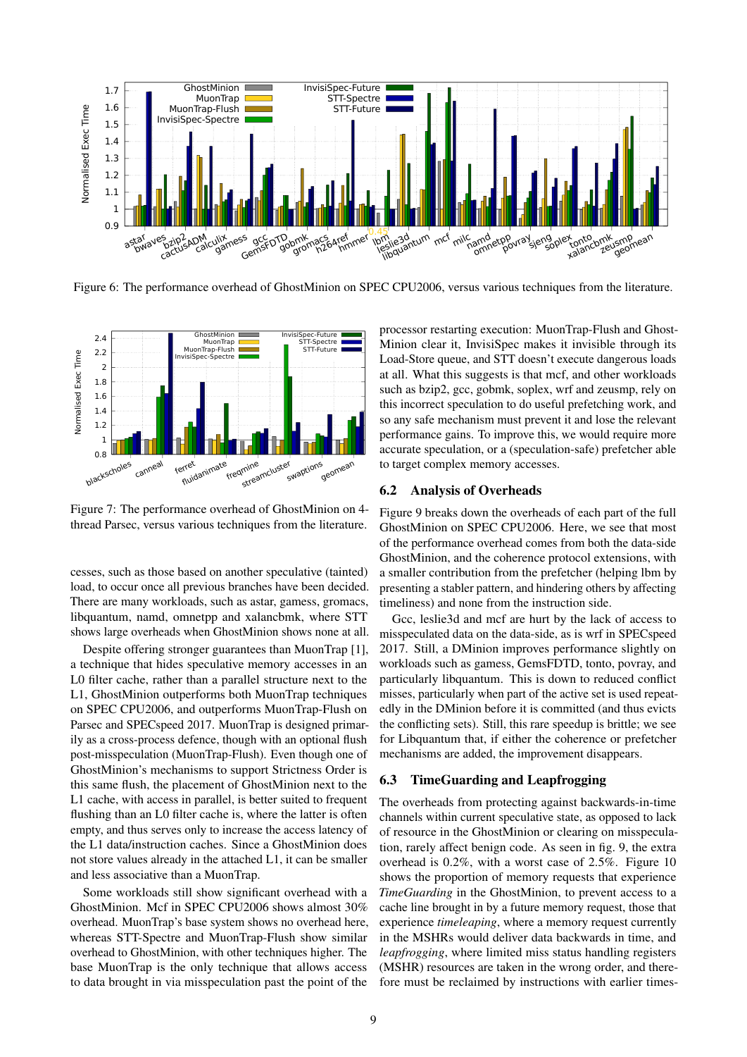Figure 6: The performance overhead of GhostMinion on SPEC CPU2006, versus various techniques from the literature.

Figure 7: The performance overhead of GhostMinion on 4-thread Parsec, versus various techniques from the literature.

cesses, such as those based on another speculative (tainted) load, to occur once all previous branches have been decided. There are many workloads, such as astar, gamess, gromacs, libquantum, namd, omnetpp and xalancbmk, where STT shows large overheads when GhostMinion shows none at all.

Despite offering stronger guarantees than MuonTrap [1], a technique that hides speculative memory accesses in an L0 filter cache, rather than a parallel structure next to the L1, GhostMinion outperforms both MuonTrap techniques on SPEC CPU2006, and outperforms MuonTrap-Flush on Parsec and SPECspeed 2017. MuonTrap is designed primarily as a cross-process defence, though with an optional flush post-misspeculation (MuonTrap-Flush). Even though one of GhostMinion's mechanisms to support Strictness Order is this same flush, the placement of GhostMinion next to the L1 cache, with access in parallel, is better suited to frequent flushing than an L0 filter cache is, where the latter is often empty, and thus serves only to increase the access latency of the L1 data/instruction caches. Since a GhostMinion does not store values already in the attached L1, it can be smaller and less associative than a MuonTrap.

Some workloads still show significant overhead with a GhostMinion. Mcf in SPEC CPU2006 shows almost 30% overhead. MuonTrap's base system shows no overhead here, whereas STT-Spectre and MuonTrap-Flush show similar overhead to GhostMinion, with other techniques higher. The base MuonTrap is the only technique that allows access to data brought in via misspeculation past the point of the processor restarting execution: MuonTrap-Flush and GhostMinion clear it, InvisiSpec makes it invisible through its Load-Store queue, and STT doesn't execute dangerous loads at all. What this suggests is that mcf, and other workloads such as bzip2, gcc, gobmk, soplex, wrf and zeusmp, rely on this incorrect speculation to do useful prefetching work, and so any safe mechanism must prevent it and lose the relevant performance gains. To improve this, we would require more accurate speculation, or a (speculation-safe) prefetcher able to target complex memory accesses.

### 6.2 Analysis of Overheads

Figure 9 breaks down the overheads of each part of the full GhostMinion on SPEC CPU2006. Here, we see that most of the performance overhead comes from both the data-side GhostMinion, and the coherence protocol extensions, with a smaller contribution from the prefetcher (helping lbm by presenting a stabler pattern, and hindering others by affecting timeliness) and none from the instruction side.

Gcc, leslie3d and mcf are hurt by the lack of access to misspeculated data on the data-side, as is wrf in SPECspeed 2017. Still, a DMinion improves performance slightly on workloads such as gamess, GemsFDTD, tonto, povray, and particularly libquantum. This is down to reduced conflict misses, particularly when part of the active set is used repeatedly in the DMinion before it is committed (and thus evicts the conflicting sets). Still, this rare speedup is brittle; we see for Libquantum that, if either the coherence or prefetcher mechanisms are added, the improvement disappears.

### 6.3 TimeGuarding and Leapfrogging

The overheads from protecting against backwards-in-time channels within current speculative state, as opposed to lack of resource in the GhostMinion or clearing on misspeculation, rarely affect benign code. As seen in fig. 9, the extra overhead is 0.2%, with a worst case of 2.5%. Figure 10 shows the proportion of memory requests that experience *TimeGuarding* in the GhostMinion, to prevent access to a cache line brought in by a future memory request, those that experience *timeleaping*, where a memory request currently in the MSHRs would deliver data backwards in time, and *leapfrogging*, where limited miss status handling registers (MSHR) resources are taken in the wrong order, and therefore must be reclaimed by instructions with earlier times-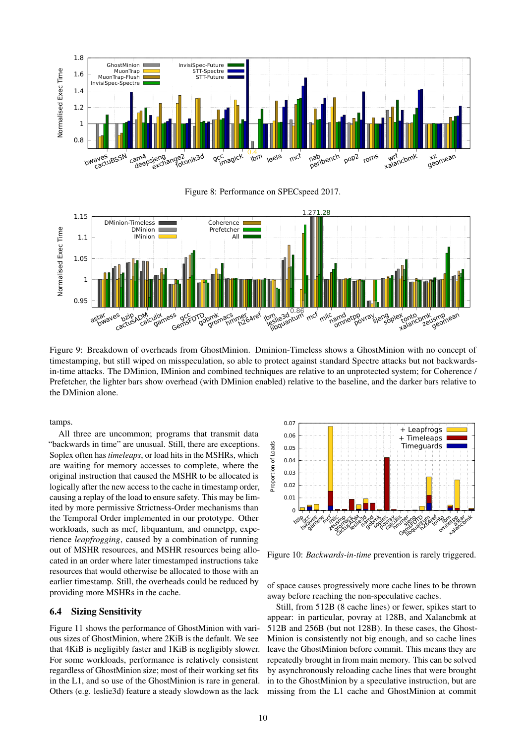Figure 8: Performance on SPECspeed 2017.

Figure 9: Breakdown of overheads from GhostMinion. Dminion-Timeless shows a GhostMinion with no concept of timestamping, but still wiped on misspeculation, so able to protect against standard Spectre attacks but not backwards-in-time attacks. The DMinion, IMinion and combined techniques are relative to an unprotected system; for Coherence / Prefetcher, the lighter bars show overhead (with DMinion enabled) relative to the baseline, and the darker bars relative to the DMinion alone.

tamps.

All three are uncommon; programs that transmit data "backwards in time" are unusual. Still, there are exceptions. Soplex often has *timeleaps*, or load hits in the MSHRs, which are waiting for memory accesses to complete, where the original instruction that caused the MSHR to be allocated is logically after the new access to the cache in timestamp order, causing a replay of the load to ensure safety. This may be limited by more permissive Strictness-Order mechanisms than the Temporal Order implemented in our prototype. Other workloads, such as mcf, libquantum, and omnetpp, experience *leapfrogging*, caused by a combination of running out of MSHR resources, and MSHR resources being allocated in an order where later timestamped instructions take resources that would otherwise be allocated to those with an earlier timestamp. Still, the overheads could be reduced by providing more MSHRs in the cache.

Figure 10: *Backwards-in-time* prevention is rarely triggered.

## 6.4 Sizing Sensitivity

Figure 11 shows the performance of GhostMinion with various sizes of GhostMinion, where 2KiB is the default. We see that 4KiB is negligibly faster and 1KiB is negligibly slower. For some workloads, performance is relatively consistent regardless of GhostMinion size; most of their working set fits in the L1, and so use of the GhostMinion is rare in general. Others (e.g. leslie3d) feature a steady slowdown as the lack of space causes progressively more cache lines to be thrown away before reaching the non-speculative caches.

Still, from 512B (8 cache lines) or fewer, spikes start to appear: in particular, povray at 128B, and Xalancbmk at 512B and 256B (but not 128B). In these cases, the GhostMinion is consistently not big enough, and so cache lines leave the GhostMinion before commit. This means they are repeatedly brought in from main memory. This can be solved by asynchronously reloading cache lines that were brought in to the GhostMinion by a speculative instruction, but are missing from the L1 cache and GhostMinion at commit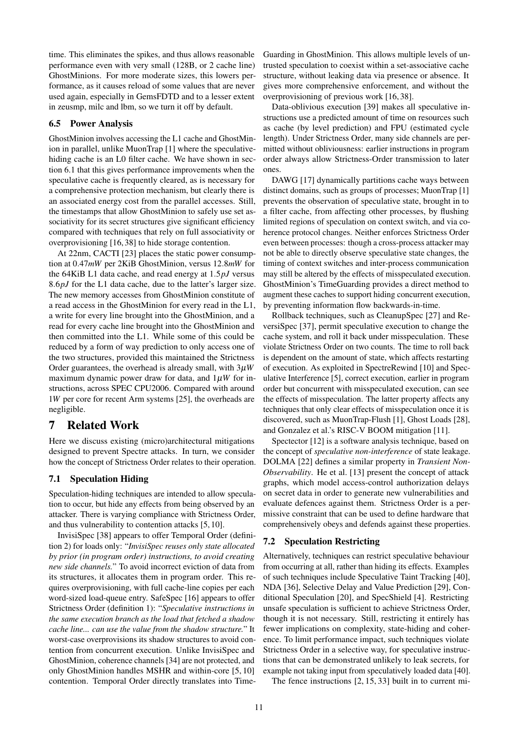time. This eliminates the spikes, and thus allows reasonable performance even with very small (128B, or 2 cache line) GhostMinions. For more moderate sizes, this lowers performance, as it causes reload of some values that are never used again, especially in GemsFDTD and to a lesser extent in zeusmp, milc and lbm, so we turn it off by default.

### 6.5 Power Analysis

GhostMinion involves accessing the L1 cache and GhostMinion in parallel, unlike MuonTrap [1] where the speculative-hiding cache is an L0 filter cache. We have shown in section 6.1 that this gives performance improvements when the speculative cache is frequently cleared, as is necessary for a comprehensive protection mechanism, but clearly there is an associated energy cost from the parallel accesses. Still, the timestamps that allow GhostMinion to safely use set associativity for its secret structures give significant efficiency compared with techniques that rely on full associativity or overprovisioning [16, 38] to hide storage contention.

At 22nm, CACTI [23] places the static power consumption at $0.47mW$ per 2KiB GhostMinion, versus $12.8mW$ for the 64KiB L1 data cache, and read energy at $1.5pJ$ versus $8.6pJ$ for the L1 data cache, due to the latter's larger size. The new memory accesses from GhostMinion constitute of a read access in the GhostMinion for every read in the L1, a write for every line brought into the GhostMinion, and a read for every cache line brought into the GhostMinion and then committed into the L1. While some of this could be reduced by a form of way prediction to only access one of the two structures, provided this maintained the Strictness Order guarantees, the overhead is already small, with $3\mu W$ maximum dynamic power draw for data, and $1\mu W$ for instructions, across SPEC CPU2006. Compared with around $1W$ per core for recent Arm systems [25], the overheads are negligible.

## 7 Related Work

Here we discuss existing (micro)architectural mitigations designed to prevent Spectre attacks. In turn, we consider how the concept of Strictness Order relates to their operation.

### 7.1 Speculation Hiding

Speculation-hiding techniques are intended to allow speculation to occur, but hide any effects from being observed by an attacker. There is varying compliance with Strictness Order, and thus vulnerability to contention attacks [5, 10].

InvisiSpec [38] appears to offer Temporal Order (definition 2) for loads only: "*InvisiSpec reuses only state allocated by prior (in program order) instructions, to avoid creating new side channels.*" To avoid incorrect eviction of data from its structures, it allocates them in program order. This requires overprovisioning, with full cache-line copies per each word-sized load-queue entry. SafeSpec [16] appears to offer Strictness Order (definition 1): "*Speculative instructions in the same execution branch as the load that fetched a shadow cache line... can use the value from the shadow structure.*" It worst-case overprovisions its shadow structures to avoid contention from concurrent execution. Unlike InvisiSpec and GhostMinion, coherence channels [34] are not protected, and only GhostMinion handles MSHR and within-core [5, 10] contention. Temporal Order directly translates into TimeGuarding in GhostMinion. This allows multiple levels of untrusted speculation to coexist within a set-associative cache structure, without leaking data via presence or absence. It gives more comprehensive enforcement, and without the overprovisioning of previous work [16, 38].

Data-oblivious execution [39] makes all speculative instructions use a predicted amount of time on resources such as cache (by level prediction) and FPU (estimated cycle length). Under Strictness Order, many side channels are permitted without obliviousness: earlier instructions in program order always allow Strictness-Order transmission to later ones.

DAWG [17] dynamically partitions cache ways between distinct domains, such as groups of processes; MuonTrap [1] prevents the observation of speculative state, brought in to a filter cache, from affecting other processes, by flushing limited regions of speculation on context switch, and via coherence protocol changes. Neither enforces Strictness Order even between processes: though a cross-process attacker may not be able to directly observe speculative state changes, the timing of context switches and inter-process communication may still be altered by the effects of misspeculated execution. GhostMinion's TimeGuarding provides a direct method to augment these caches to support hiding concurrent execution, by preventing information flow backwards-in-time.

Rollback techniques, such as CleanupSpec [27] and ReversiSpec [37], permit speculative execution to change the cache system, and roll it back under misspeculation. These violate Strictness Order on two counts. The time to roll back is dependent on the amount of state, which affects restarting of execution. As exploited in SpectreRewind [10] and Speculative Interference [5], correct execution, earlier in program order but concurrent with misspeculated execution, can see the effects of misspeculation. The latter property affects any techniques that only clear effects of misspeculation once it is discovered, such as MuonTrap-Flush [1], Ghost Loads [28], and Gonzalez et al.'s RISC-V BOOM mitigation [11].

Spectector [12] is a software analysis technique, based on the concept of *speculative non-interference* of state leakage. DOLMA [22] defines a similar property in *Transient Non-Observability*. He et al. [13] present the concept of attack graphs, which model access-control authorization delays on secret data in order to generate new vulnerabilities and evaluate defences against them. Strictness Order is a permissive constraint that can be used to define hardware that comprehensively obeys and defends against these properties.

### 7.2 Speculation Restricting

Alternatively, techniques can restrict speculative behaviour from occurring at all, rather than hiding its effects. Examples of such techniques include Speculative Taint Tracking [40], NDA [36], Selective Delay and Value Prediction [29], Conditional Speculation [20], and SpecShield [4]. Restricting unsafe speculation is sufficient to achieve Strictness Order, though it is not necessary. Still, restricting it entirely has fewer implications on complexity, state-hiding and coherence. To limit performance impact, such techniques violate Strictness Order in a selective way, for speculative instructions that can be demonstrated unlikely to leak secrets, for example not taking input from speculatively loaded data [40].

The fence instructions [2, 15, 33] built in to current mi-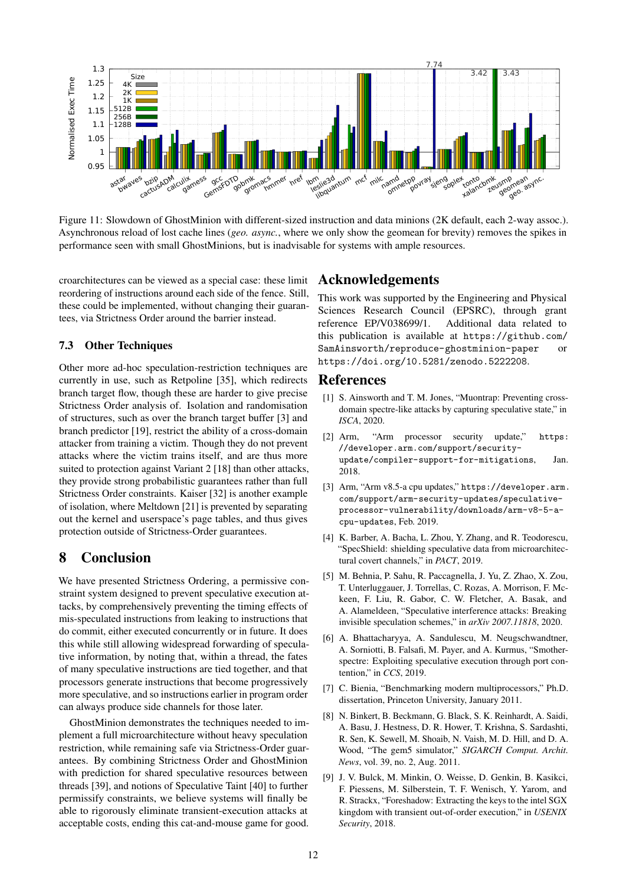Figure 11: Slowdown of GhostMinion with different-sized instruction and data minions (2K default, each 2-way assoc.). Asynchronous reload of lost cache lines (*geo. async.*, where we only show the geomean for brevity) removes the spikes in performance seen with small GhostMinions, but is inadvisable for systems with ample resources.

croarchitectures can be viewed as a special case: these limit reordering of instructions around each side of the fence. Still, these could be implemented, without changing their guarantees, via Strictness Order around the barrier instead.

### 7.3 Other Techniques

Other more ad-hoc speculation-restriction techniques are currently in use, such as Retpoline [35], which redirects branch target flow, though these are harder to give precise Strictness Order analysis of. Isolation and randomisation of structures, such as over the branch target buffer [3] and branch predictor [19], restrict the ability of a cross-domain attacker from training a victim. Though they do not prevent attacks where the victim trains itself, and are thus more suited to protection against Variant 2 [18] than other attacks, they provide strong probabilistic guarantees rather than full Strictness Order constraints. Kaiser [32] is another example of isolation, where Meltdown [21] is prevented by separating out the kernel and userspace's page tables, and thus gives protection outside of Strictness-Order guarantees.

## 8 Conclusion

We have presented Strictness Ordering, a permissive constraint system designed to prevent speculative execution attacks, by comprehensively preventing the timing effects of mis-speculated instructions from leaking to instructions that do commit, either executed concurrently or in future. It does this while still allowing widespread forwarding of speculative information, by noting that, within a thread, the fates of many speculative instructions are tied together, and that processors generate instructions that become progressively more speculative, and so instructions earlier in program order can always produce side channels for those later.

GhostMinion demonstrates the techniques needed to implement a full microarchitecture without heavy speculation restriction, while remaining safe via Strictness-Order guarantees. By combining Strictness Order and GhostMinion with prediction for shared speculative resources between threads [39], and notions of Speculative Taint [40] to further permissify constraints, we believe systems will finally be able to rigorously eliminate transient-execution attacks at acceptable costs, ending this cat-and-mouse game for good.

## Acknowledgements

This work was supported by the Engineering and Physical Sciences Research Council (EPSRC), through grant reference EP/V038699/1. Additional data related to this publication is available at https://github.com/SamAinsworth/reproduce-ghostminion-paper or https://doi.org/10.5281/zenodo.5222208.

## References

[1] S. Ainsworth and T. M. Jones, "Muontrap: Preventing cross-domain spectre-like attacks by capturing speculative state," in *ISCA*, 2020.

[2] Arm, "Arm processor security update," https://developer.arm.com/support/security-update/compiler-support-for-mitigations, Jan. 2018.

[3] Arm, "Arm v8.5-a cpu updates," https://developer.arm.com/support/arm-security-updates/speculative-processor-vulnerability/downloads/arm-v8-5-a-cpu-updates, Feb. 2019.

[4] K. Barber, A. Bacha, L. Zhou, Y. Zhang, and R. Teodorescu, "SpecShield: shielding speculative data from microarchitectural covert channels," in *PACT*, 2019.

[5] M. Behnia, P. Sahu, R. Paccagnella, J. Yu, Z. Zhao, X. Zou, T. Unterluggauer, J. Torrellas, C. Rozas, A. Morrison, F. Mckeen, F. Liu, R. Gabor, C. W. Fletcher, A. Basak, and A. Alameldeen, "Speculative interference attacks: Breaking invisible speculation schemes," in *arXiv 2007.11818*, 2020.

[6] A. Bhattacharyya, A. Sandulescu, M. Neugschwandtner, A. Sorniotti, B. Falsafi, M. Payer, and A. Kurmus, "Smotherspectre: Exploiting speculative execution through port contention," in *CCS*, 2019.

[7] C. Bienia, "Benchmarking modern multiprocessors," Ph.D. dissertation, Princeton University, January 2011.

[8] N. Binkert, B. Beckmann, G. Black, S. K. Reinhardt, A. Saidi, A. Basu, J. Hestness, D. R. Hower, T. Krishna, S. Sardashti, R. Sen, K. Sewell, M. Shoaib, N. Vaish, M. D. Hill, and D. A. Wood, "The gem5 simulator," *SIGARCH Comput. Archit. News*, vol. 39, no. 2, Aug. 2011.

[9] J. V. Bulck, M. Minkin, O. Weisse, D. Genkin, B. Kasikci, F. Piessens, M. Silberstein, T. F. Wenisch, Y. Yarom, and R. Strackx, "Foreshadow: Extracting the keys to the intel SGX kingdom with transient out-of-order execution," in *USENIX Security*, 2018.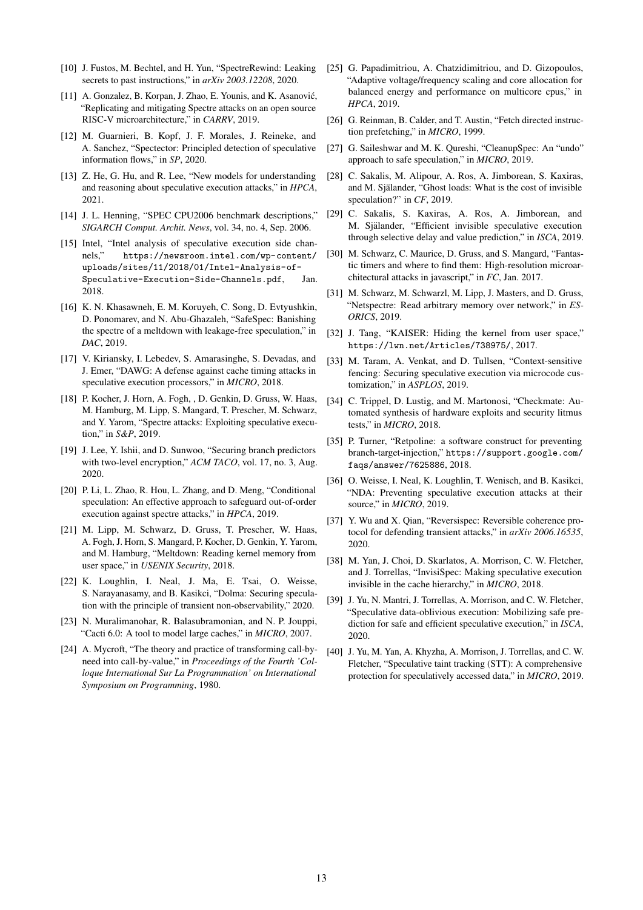[10] J. Fustos, M. Bechtel, and H. Yun, "SpectreRewind: Leaking secrets to past instructions," in *arXiv 2003.12208*, 2020.

[11] A. Gonzalez, B. Korpan, J. Zhao, E. Younis, and K. Asanović, "Replicating and mitigating Spectre attacks on an open source RISC-V microarchitecture," in *CARRV*, 2019.

[12] M. Guarnieri, B. Kopf, J. F. Morales, J. Reineke, and A. Sanchez, "Spectector: Principled detection of speculative information flows," in *SP*, 2020.

[13] Z. He, G. Hu, and R. Lee, "New models for understanding and reasoning about speculative execution attacks," in *HPCA*, 2021.

[14] J. L. Henning, "SPEC CPU2006 benchmark descriptions," *SIGARCH Comput. Archit. News*, vol. 34, no. 4, Sep. 2006.

[15] Intel, "Intel analysis of speculative execution side channels," `https://newsroom.intel.com/wp-content/uploads/sites/11/2018/01/Intel-Analysis-of-Speculative-Execution-Side-Channels.pdf`, Jan. 2018.

[16] K. N. Khasawneh, E. M. Koruyeh, C. Song, D. Evtyushkin, D. Ponomarev, and N. Abu-Ghazaleh, "SafeSpec: Banishing the spectre of a meltdown with leakage-free speculation," in *DAC*, 2019.

[17] V. Kiriansky, I. Lebedev, S. Amarasinghe, S. Devadas, and J. Emer, "DAWG: A defense against cache timing attacks in speculative execution processors," in *MICRO*, 2018.

[18] P. Kocher, J. Horn, A. Fogh, , D. Genkin, D. Gruss, W. Haas, M. Hamburg, M. Lipp, S. Mangard, T. Prescher, M. Schwarz, and Y. Yarom, "Spectre attacks: Exploiting speculative execution," in *S&P*, 2019.

[19] J. Lee, Y. Ishii, and D. Sunwoo, "Securing branch predictors with two-level encryption," *ACM TACO*, vol. 17, no. 3, Aug. 2020.

[20] P. Li, L. Zhao, R. Hou, L. Zhang, and D. Meng, "Conditional speculation: An effective approach to safeguard out-of-order execution against spectre attacks," in *HPCA*, 2019.

[21] M. Lipp, M. Schwarz, D. Gruss, T. Prescher, W. Haas, A. Fogh, J. Horn, S. Mangard, P. Kocher, D. Genkin, Y. Yarom, and M. Hamburg, "Meltdown: Reading kernel memory from user space," in *USENIX Security*, 2018.

[22] K. Loughlin, I. Neal, J. Ma, E. Tsai, O. Weisse, S. Narayanasamy, and B. Kasikci, "Dolma: Securing speculation with the principle of transient non-observability," 2020.

[23] N. Muralimanohar, R. Balasubramonian, and N. P. Jouppi, "Cacti 6.0: A tool to model large caches," in *MICRO*, 2007.

[24] A. Mycroft, "The theory and practice of transforming call-by-need into call-by-value," in *Proceedings of the Fourth 'Colloque International Sur La Programmation' on International Symposium on Programming*, 1980.

[25] G. Papadimitriou, A. Chatzidimitriou, and D. Gizopoulos, "Adaptive voltage/frequency scaling and core allocation for balanced energy and performance on multicore cpus," in *HPCA*, 2019.

[26] G. Reinman, B. Calder, and T. Austin, "Fetch directed instruction prefetching," in *MICRO*, 1999.

[27] G. Saileshwar and M. K. Qureshi, "CleanupSpec: An "undo" approach to safe speculation," in *MICRO*, 2019.

[28] C. Sakalis, M. Alipour, A. Ros, A. Jimborean, S. Kaxiras, and M. Själander, "Ghost loads: What is the cost of invisible speculation?" in *CF*, 2019.

[29] C. Sakalis, S. Kaxiras, A. Ros, A. Jimborean, and M. Själander, "Efficient invisible speculative execution through selective delay and value prediction," in *ISCA*, 2019.

[30] M. Schwarz, C. Maurice, D. Gruss, and S. Mangard, "Fantastic timers and where to find them: High-resolution microarchitectural attacks in javascript," in *FC*, Jan. 2017.

[31] M. Schwarz, M. Schwarzl, M. Lipp, J. Masters, and D. Gruss, "Netspectre: Read arbitrary memory over network," in *ESORICS*, 2019.

[32] J. Tang, "KAISER: Hiding the kernel from user space," `https://lwn.net/Articles/738975/`, 2017.

[33] M. Taram, A. Venkat, and D. Tullsen, "Context-sensitive fencing: Securing speculative execution via microcode customization," in *ASPLOS*, 2019.

[34] C. Trippel, D. Lustig, and M. Martonosi, "Checkmate: Automated synthesis of hardware exploits and security litmus tests," in *MICRO*, 2018.

[35] P. Turner, "Retpoline: a software construct for preventing branch-target-injection," `https://support.google.com/faqs/answer/7625886`, 2018.

[36] O. Weisse, I. Neal, K. Loughlin, T. Wenisch, and B. Kasikci, "NDA: Preventing speculative execution attacks at their source," in *MICRO*, 2019.

[37] Y. Wu and X. Qian, "Reversispec: Reversible coherence protocol for defending transient attacks," in *arXiv 2006.16535*, 2020.

[38] M. Yan, J. Choi, D. Skarlatos, A. Morrison, C. W. Fletcher, and J. Torrellas, "InvisiSpec: Making speculative execution invisible in the cache hierarchy," in *MICRO*, 2018.

[39] J. Yu, N. Mantri, J. Torrellas, A. Morrison, and C. W. Fletcher, "Speculative data-oblivious execution: Mobilizing safe prediction for safe and efficient speculative execution," in *ISCA*, 2020.

[40] J. Yu, M. Yan, A. Khyzha, A. Morrison, J. Torrellas, and C. W. Fletcher, "Speculative taint tracking (STT): A comprehensive protection for speculatively accessed data," in *MICRO*, 2019.